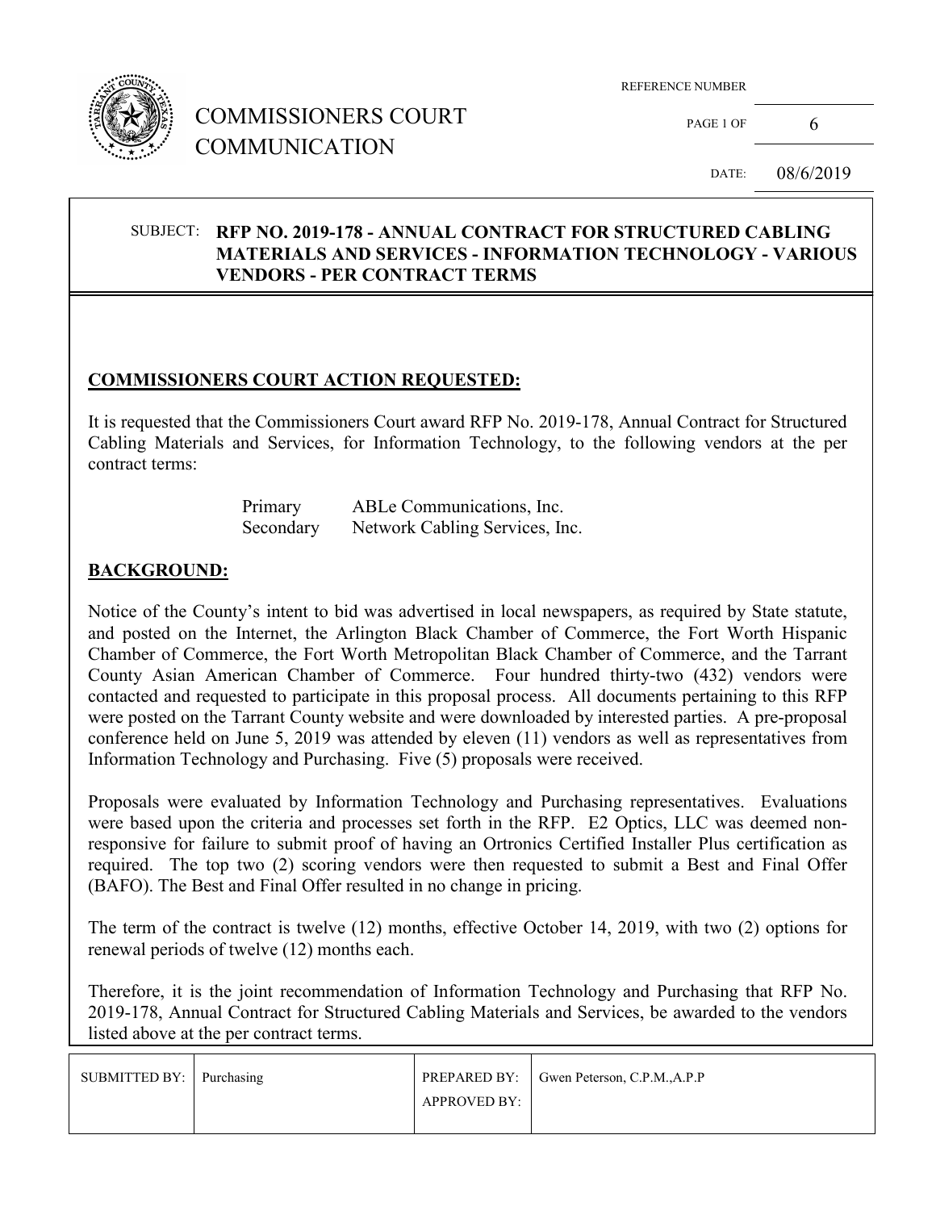# COMMISSIONERS COURT COMMUNICATION

REFERENCE NUMBER

DATE: 08/6/2019

SUBJECT: **RFP NO. 2019-178 - ANNUAL CONTRACT FOR STRUCTURED CABLING MATERIALS AND SERVICES - INFORMATION TECHNOLOGY - VARIOUS VENDORS - PER CONTRACT TERMS**

## COMMISSIONERS COURT ACTION REQUESTED:

It is requested that the Commissioners Court award RFP No. 2019-178, Annual Contract for Structured Cabling Materials and Services, for Information Technology, to the following vendors at the per contract terms:

| | |
|---|---|
| Primary | ABLe Communications, Inc. |
| Secondary | Network Cabling Services, Inc. |

## BACKGROUND:

Notice of the County's intent to bid was advertised in local newspapers, as required by State statute, and posted on the Internet, the Arlington Black Chamber of Commerce, the Fort Worth Hispanic Chamber of Commerce, the Fort Worth Metropolitan Black Chamber of Commerce, and the Tarrant County Asian American Chamber of Commerce. Four hundred thirty-two (432) vendors were contacted and requested to participate in this proposal process. All documents pertaining to this RFP were posted on the Tarrant County website and were downloaded by interested parties. A pre-proposal conference held on June 5, 2019 was attended by eleven (11) vendors as well as representatives from Information Technology and Purchasing. Five (5) proposals were received.

Proposals were evaluated by Information Technology and Purchasing representatives. Evaluations were based upon the criteria and processes set forth in the RFP. E2 Optics, LLC was deemed non-responsive for failure to submit proof of having an Ortronics Certified Installer Plus certification as required. The top two (2) scoring vendors were then requested to submit a Best and Final Offer (BAFO). The Best and Final Offer resulted in no change in pricing.

The term of the contract is twelve (12) months, effective October 14, 2019, with two (2) options for renewal periods of twelve (12) months each.

Therefore, it is the joint recommendation of Information Technology and Purchasing that RFP No. 2019-178, Annual Contract for Structured Cabling Materials and Services, be awarded to the vendors listed above at the per contract terms.

| SUBMITTED BY: | Purchasing | PREPARED BY: | Gwen Peterson, C.P.M.,A.P.P |
|---|---|---|---|
| | | APPROVED BY: | |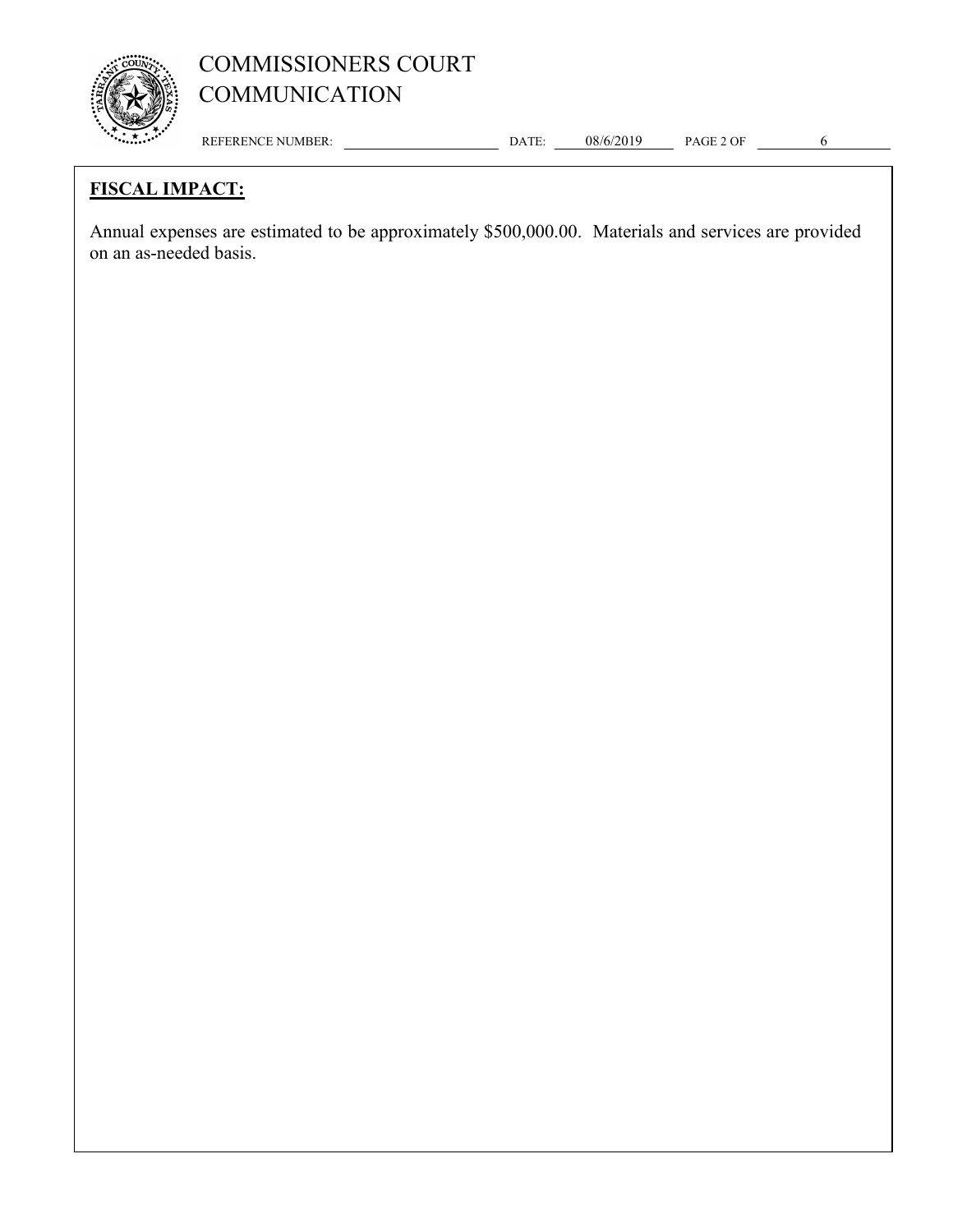**FISCAL IMPACT:**

Annual expenses are estimated to be approximately $500,000.00. Materials and services are provided on an as-needed basis.